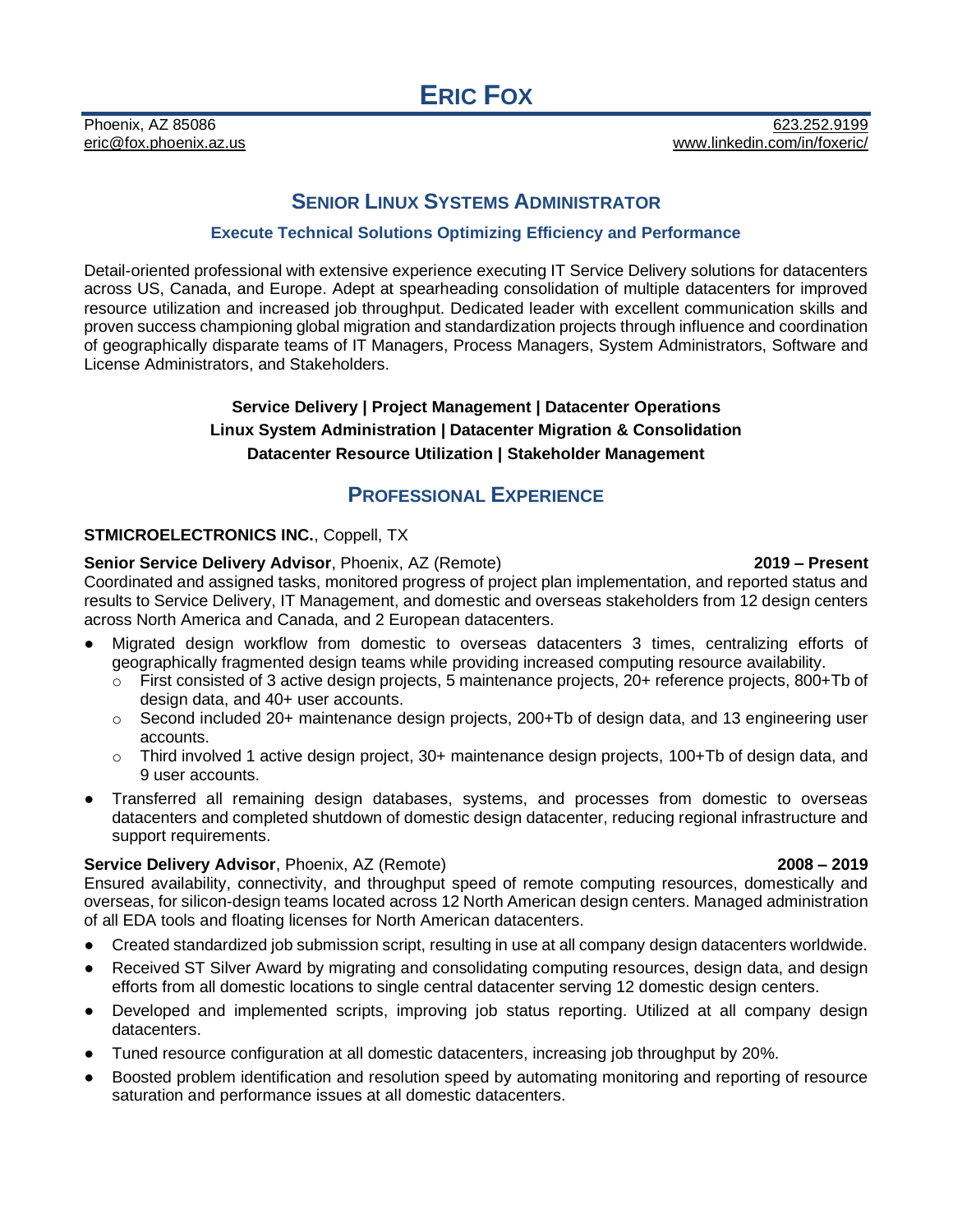# ERIC FOX

Phoenix, AZ 85086 | 623.252.9199
eric@fox.phoenix.az.us | www.linkedin.com/in/foxeric/

## SENIOR LINUX SYSTEMS ADMINISTRATOR

### Execute Technical Solutions Optimizing Efficiency and Performance

Detail-oriented professional with extensive experience executing IT Service Delivery solutions for datacenters across US, Canada, and Europe. Adept at spearheading consolidation of multiple datacenters for improved resource utilization and increased job throughput. Dedicated leader with excellent communication skills and proven success championing global migration and standardization projects through influence and coordination of geographically disparate teams of IT Managers, Process Managers, System Administrators, Software and License Administrators, and Stakeholders.

**Service Delivery | Project Management | Datacenter Operations**
**Linux System Administration | Datacenter Migration & Consolidation**
**Datacenter Resource Utilization | Stakeholder Management**

## PROFESSIONAL EXPERIENCE

**STMICROELECTRONICS INC.**, Coppell, TX

**Senior Service Delivery Advisor**, Phoenix, AZ (Remote) — **2019 – Present**

Coordinated and assigned tasks, monitored progress of project plan implementation, and reported status and results to Service Delivery, IT Management, and domestic and overseas stakeholders from 12 design centers across North America and Canada, and 2 European datacenters.

- Migrated design workflow from domestic to overseas datacenters 3 times, centralizing efforts of geographically fragmented design teams while providing increased computing resource availability.
  - First consisted of 3 active design projects, 5 maintenance projects, 20+ reference projects, 800+Tb of design data, and 40+ user accounts.
  - Second included 20+ maintenance design projects, 200+Tb of design data, and 13 engineering user accounts.
  - Third involved 1 active design project, 30+ maintenance design projects, 100+Tb of design data, and 9 user accounts.
- Transferred all remaining design databases, systems, and processes from domestic to overseas datacenters and completed shutdown of domestic design datacenter, reducing regional infrastructure and support requirements.

**Service Delivery Advisor**, Phoenix, AZ (Remote) — **2008 – 2019**

Ensured availability, connectivity, and throughput speed of remote computing resources, domestically and overseas, for silicon-design teams located across 12 North American design centers. Managed administration of all EDA tools and floating licenses for North American datacenters.

- Created standardized job submission script, resulting in use at all company design datacenters worldwide.
- Received ST Silver Award by migrating and consolidating computing resources, design data, and design efforts from all domestic locations to single central datacenter serving 12 domestic design centers.
- Developed and implemented scripts, improving job status reporting. Utilized at all company design datacenters.
- Tuned resource configuration at all domestic datacenters, increasing job throughput by 20%.
- Boosted problem identification and resolution speed by automating monitoring and reporting of resource saturation and performance issues at all domestic datacenters.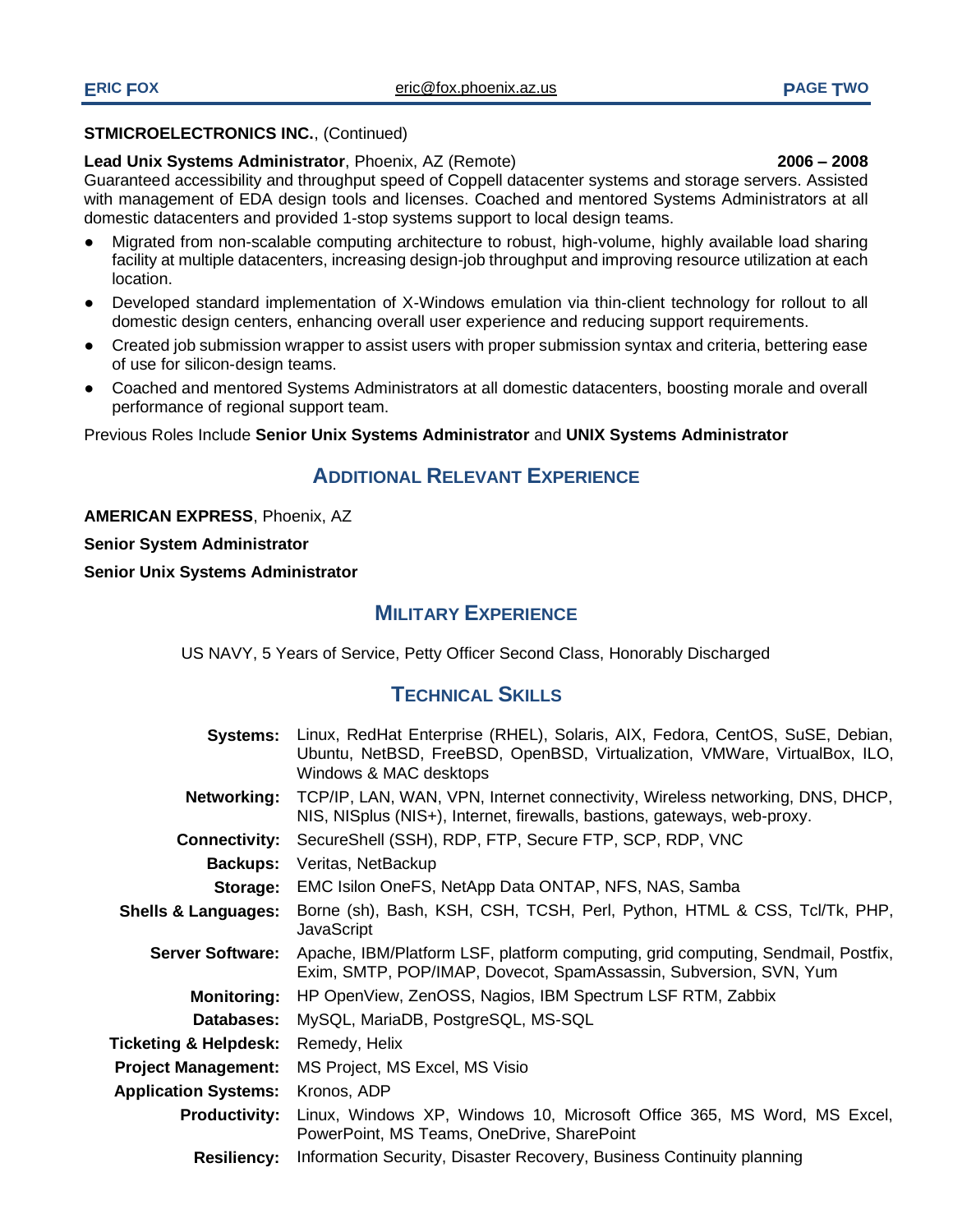**STMICROELECTRONICS INC.**, (Continued)

**Lead Unix Systems Administrator**, Phoenix, AZ (Remote) **2006 – 2008**

Guaranteed accessibility and throughput speed of Coppell datacenter systems and storage servers. Assisted with management of EDA design tools and licenses. Coached and mentored Systems Administrators at all domestic datacenters and provided 1-stop systems support to local design teams.

- Migrated from non-scalable computing architecture to robust, high-volume, highly available load sharing facility at multiple datacenters, increasing design-job throughput and improving resource utilization at each location.
- Developed standard implementation of X-Windows emulation via thin-client technology for rollout to all domestic design centers, enhancing overall user experience and reducing support requirements.
- Created job submission wrapper to assist users with proper submission syntax and criteria, bettering ease of use for silicon-design teams.
- Coached and mentored Systems Administrators at all domestic datacenters, boosting morale and overall performance of regional support team.

Previous Roles Include **Senior Unix Systems Administrator** and **UNIX Systems Administrator**

## Additional Relevant Experience

**AMERICAN EXPRESS**, Phoenix, AZ

**Senior System Administrator**

**Senior Unix Systems Administrator**

## Military Experience

US NAVY, 5 Years of Service, Petty Officer Second Class, Honorably Discharged

## Technical Skills

| | |
|---|---|
| **Systems:** | Linux, RedHat Enterprise (RHEL), Solaris, AIX, Fedora, CentOS, SuSE, Debian, Ubuntu, NetBSD, FreeBSD, OpenBSD, Virtualization, VMWare, VirtualBox, ILO, Windows & MAC desktops |
| **Networking:** | TCP/IP, LAN, WAN, VPN, Internet connectivity, Wireless networking, DNS, DHCP, NIS, NISplus (NIS+), Internet, firewalls, bastions, gateways, web-proxy. |
| **Connectivity:** | SecureShell (SSH), RDP, FTP, Secure FTP, SCP, RDP, VNC |
| **Backups:** | Veritas, NetBackup |
| **Storage:** | EMC Isilon OneFS, NetApp Data ONTAP, NFS, NAS, Samba |
| **Shells & Languages:** | Borne (sh), Bash, KSH, CSH, TCSH, Perl, Python, HTML & CSS, Tcl/Tk, PHP, JavaScript |
| **Server Software:** | Apache, IBM/Platform LSF, platform computing, grid computing, Sendmail, Postfix, Exim, SMTP, POP/IMAP, Dovecot, SpamAssassin, Subversion, SVN, Yum |
| **Monitoring:** | HP OpenView, ZenOSS, Nagios, IBM Spectrum LSF RTM, Zabbix |
| **Databases:** | MySQL, MariaDB, PostgreSQL, MS-SQL |
| **Ticketing & Helpdesk:** | Remedy, Helix |
| **Project Management:** | MS Project, MS Excel, MS Visio |
| **Application Systems:** | Kronos, ADP |
| **Productivity:** | Linux, Windows XP, Windows 10, Microsoft Office 365, MS Word, MS Excel, PowerPoint, MS Teams, OneDrive, SharePoint |
| **Resiliency:** | Information Security, Disaster Recovery, Business Continuity planning |